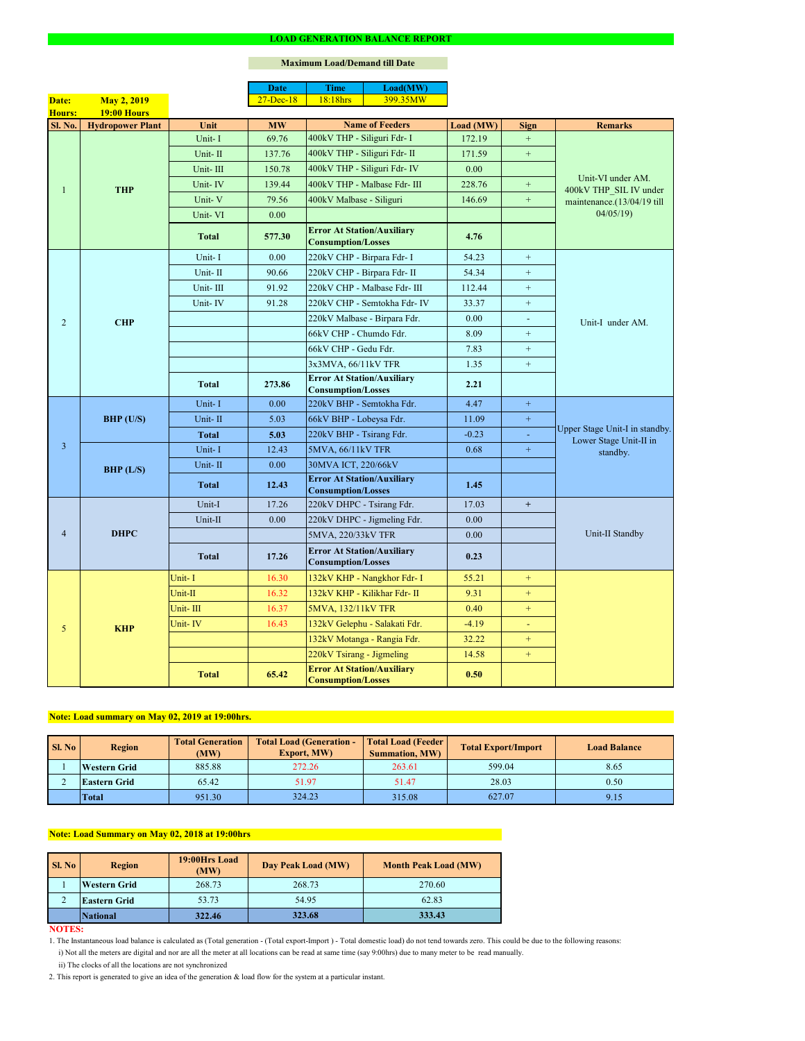# LOAD GENERATION BALANCE REPORT

**Maximum Load/Demand till Date**

| Date | Time | Load(MW) |
|---|---|---|
| 27-Dec-18 | 18:18hrs | 399.35MW |

**Date:** May 2, 2019
**Hours:** 19:00 Hours

| Sl. No. | Hydropower Plant | Unit | MW | Name of Feeders | Load (MW) | Sign | Remarks |
|---|---|---|---|---|---|---|---|
| 1 | THP | Unit- I | 69.76 | 400kV THP - Siliguri Fdr- I | 172.19 | + | Unit-VI under AM. 400kV THP_SIL IV under maintenance.(13/04/19 till 04/05/19) |
| | | Unit- II | 137.76 | 400kV THP - Siliguri Fdr- II | 171.59 | + | |
| | | Unit- III | 150.78 | 400kV THP - Siliguri Fdr- IV | 0.00 | | |
| | | Unit- IV | 139.44 | 400kV THP - Malbase Fdr- III | 228.76 | + | |
| | | Unit- V | 79.56 | 400kV Malbase - Siliguri | 146.69 | + | |
| | | Unit- VI | 0.00 | | | | |
| | | **Total** | **577.30** | **Error At Station/Auxiliary Consumption/Losses** | **4.76** | | |
| 2 | CHP | Unit- I | 0.00 | 220kV CHP - Birpara Fdr- I | 54.23 | + | Unit-I under AM. |
| | | Unit- II | 90.66 | 220kV CHP - Birpara Fdr- II | 54.34 | + | |
| | | Unit- III | 91.92 | 220kV CHP - Malbase Fdr- III | 112.44 | + | |
| | | Unit- IV | 91.28 | 220kV CHP - Semtokha Fdr- IV | 33.37 | + | |
| | | | | 220kV Malbase - Birpara Fdr. | 0.00 | - | |
| | | | | 66kV CHP - Chumdo Fdr. | 8.09 | + | |
| | | | | 66kV CHP - Gedu Fdr. | 7.83 | + | |
| | | | | 3x3MVA, 66/11kV TFR | 1.35 | + | |
| | | **Total** | **273.86** | **Error At Station/Auxiliary Consumption/Losses** | **2.21** | | |
| 3 | BHP (U/S) | Unit- I | 0.00 | 220kV BHP - Semtokha Fdr. | 4.47 | + | Upper Stage Unit-I in standby. Lower Stage Unit-II in standby. |
| | | Unit- II | 5.03 | 66kV BHP - Lobeysa Fdr. | 11.09 | + | |
| | | **Total** | **5.03** | 220kV BHP - Tsirang Fdr. | -0.23 | - | |
| | BHP (L/S) | Unit- I | 12.43 | 5MVA, 66/11kV TFR | 0.68 | + | |
| | | Unit- II | 0.00 | 30MVA ICT, 220/66kV | | | |
| | | **Total** | **12.43** | **Error At Station/Auxiliary Consumption/Losses** | **1.45** | | |
| 4 | DHPC | Unit-I | 17.26 | 220kV DHPC - Tsirang Fdr. | 17.03 | + | Unit-II Standby |
| | | Unit-II | 0.00 | 220kV DHPC - Jigmeling Fdr. | 0.00 | | |
| | | | | 5MVA, 220/33kV TFR | 0.00 | | |
| | | **Total** | **17.26** | **Error At Station/Auxiliary Consumption/Losses** | **0.23** | | |
| 5 | KHP | Unit- I | 16.30 | 132kV KHP - Nangkhor Fdr- I | 55.21 | + | |
| | | Unit-II | 16.32 | 132kV KHP - Kilikhar Fdr- II | 9.31 | + | |
| | | Unit- III | 16.37 | 5MVA, 132/11kV TFR | 0.40 | + | |
| | | Unit- IV | 16.43 | 132kV Gelephu - Salakati Fdr. | -4.19 | - | |
| | | | | 132kV Motanga - Rangia Fdr. | 32.22 | + | |
| | | | | 220kV Tsirang - Jigmeling | 14.58 | + | |
| | | **Total** | **65.42** | **Error At Station/Auxiliary Consumption/Losses** | **0.50** | | |

**Note: Load summary on May 02, 2019 at 19:00hrs.**

| Sl. No | Region | Total Generation (MW) | Total Load (Generation - Export, MW) | Total Load (Feeder Summation, MW) | Total Export/Import | Load Balance |
|---|---|---|---|---|---|---|
| 1 | Western Grid | 885.88 | 272.26 | 263.61 | 599.04 | 8.65 |
| 2 | Eastern Grid | 65.42 | 51.97 | 51.47 | 28.03 | 0.50 |
| | **Total** | 951.30 | 324.23 | 315.08 | 627.07 | 9.15 |

**Note: Load Summary on May 02, 2018 at 19:00hrs**

| Sl. No | Region | 19:00Hrs Load (MW) | Day Peak Load (MW) | Month Peak Load (MW) |
|---|---|---|---|---|
| 1 | Western Grid | 268.73 | 268.73 | 270.60 |
| 2 | Eastern Grid | 53.73 | 54.95 | 62.83 |
| | **National** | **322.46** | **323.68** | **333.43** |

**NOTES:**

1. The Instantaneous load balance is calculated as (Total generation - (Total export-Import ) - Total domestic load) do not tend towards zero. This could be due to the following reasons:
   i) Not all the meters are digital and nor are all the meter at all locations can be read at same time (say 9:00hrs) due to many meter to be read manually.
   ii) The clocks of all the locations are not synchronized
2. This report is generated to give an idea of the generation & load flow for the system at a particular instant.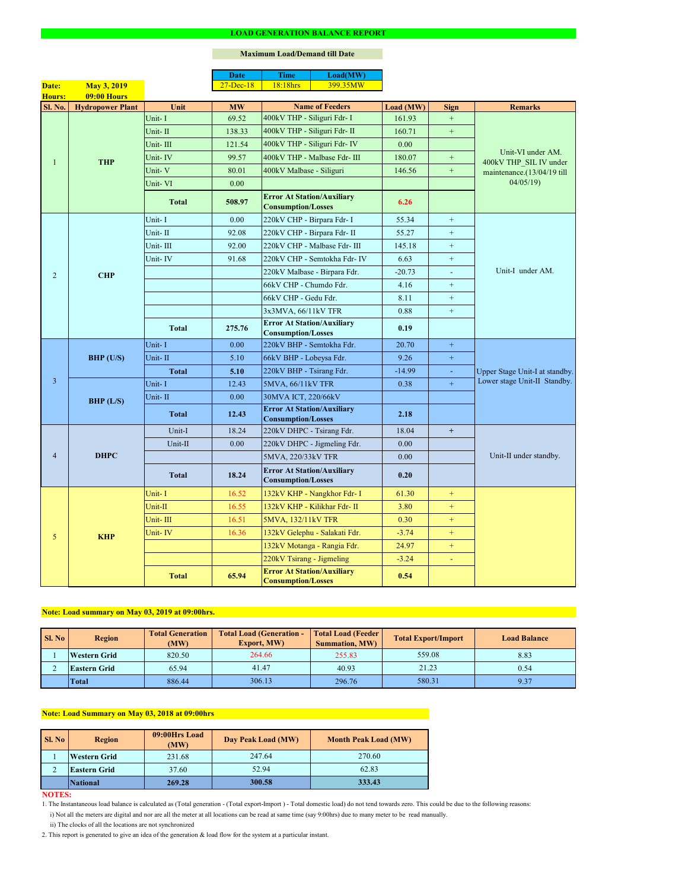# LOAD GENERATION BALANCE REPORT

**Maximum Load/Demand till Date**

| Date | Time | Load(MW) |
|---|---|---|
| 27-Dec-18 | 18:18hrs | 399.35MW |

**Date:** May 3, 2019
**Hours:** 09:00 Hours

| Sl. No. | Hydropower Plant | Unit | MW | Name of Feeders | Load (MW) | Sign | Remarks |
|---|---|---|---|---|---|---|---|
| 1 | THP | Unit- I | 69.52 | 400kV THP - Siliguri Fdr- I | 161.93 | + | Unit-VI under AM. 400kV THP_SIL IV under maintenance.(13/04/19 till 04/05/19) |
| | | Unit- II | 138.33 | 400kV THP - Siliguri Fdr- II | 160.71 | + | |
| | | Unit- III | 121.54 | 400kV THP - Siliguri Fdr- IV | 0.00 | | |
| | | Unit- IV | 99.57 | 400kV THP - Malbase Fdr- III | 180.07 | + | |
| | | Unit- V | 80.01 | 400kV Malbase - Siliguri | 146.56 | + | |
| | | Unit- VI | 0.00 | | | | |
| | | **Total** | **508.97** | **Error At Station/Auxiliary Consumption/Losses** | **6.26** | | |
| 2 | CHP | Unit- I | 0.00 | 220kV CHP - Birpara Fdr- I | 55.34 | + | Unit-I under AM. |
| | | Unit- II | 92.08 | 220kV CHP - Birpara Fdr- II | 55.27 | + | |
| | | Unit- III | 92.00 | 220kV CHP - Malbase Fdr- III | 145.18 | + | |
| | | Unit- IV | 91.68 | 220kV CHP - Semtokha Fdr- IV | 6.63 | + | |
| | | | | 220kV Malbase - Birpara Fdr. | -20.73 | - | |
| | | | | 66kV CHP - Chumdo Fdr. | 4.16 | + | |
| | | | | 66kV CHP - Gedu Fdr. | 8.11 | + | |
| | | | | 3x3MVA, 66/11kV TFR | 0.88 | + | |
| | | **Total** | **275.76** | **Error At Station/Auxiliary Consumption/Losses** | **0.19** | | |
| 3 | BHP (U/S) | Unit- I | 0.00 | 220kV BHP - Semtokha Fdr. | 20.70 | + | Upper Stage Unit-I at standby. Lower stage Unit-II Standby. |
| | | Unit- II | 5.10 | 66kV BHP - Lobeysa Fdr. | 9.26 | + | |
| | | **Total** | **5.10** | 220kV BHP - Tsirang Fdr. | -14.99 | - | |
| | BHP (L/S) | Unit- I | 12.43 | 5MVA, 66/11kV TFR | 0.38 | + | |
| | | Unit- II | 0.00 | 30MVA ICT, 220/66kV | | | |
| | | **Total** | **12.43** | **Error At Station/Auxiliary Consumption/Losses** | **2.18** | | |
| 4 | DHPC | Unit-I | 18.24 | 220kV DHPC - Tsirang Fdr. | 18.04 | + | Unit-II under standby. |
| | | Unit-II | 0.00 | 220kV DHPC - Jigmeling Fdr. | 0.00 | | |
| | | | | 5MVA, 220/33kV TFR | 0.00 | | |
| | | **Total** | **18.24** | **Error At Station/Auxiliary Consumption/Losses** | **0.20** | | |
| 5 | KHP | Unit- I | 16.52 | 132kV KHP - Nangkhor Fdr- I | 61.30 | + | |
| | | Unit-II | 16.55 | 132kV KHP - Kilikhar Fdr- II | 3.80 | + | |
| | | Unit- III | 16.51 | 5MVA, 132/11kV TFR | 0.30 | + | |
| | | Unit- IV | 16.36 | 132kV Gelephu - Salakati Fdr. | -3.74 | + | |
| | | | | 132kV Motanga - Rangia Fdr. | 24.97 | + | |
| | | | | 220kV Tsirang - Jigmeling | -3.24 | - | |
| | | **Total** | **65.94** | **Error At Station/Auxiliary Consumption/Losses** | **0.54** | | |

**Note: Load summary on May 03, 2019 at 09:00hrs.**

| Sl. No | Region | Total Generation (MW) | Total Load (Generation - Export, MW) | Total Load (Feeder Summation, MW) | Total Export/Import | Load Balance |
|---|---|---|---|---|---|---|
| 1 | Western Grid | 820.50 | 264.66 | 255.83 | 559.08 | 8.83 |
| 2 | Eastern Grid | 65.94 | 41.47 | 40.93 | 21.23 | 0.54 |
| | **Total** | 886.44 | 306.13 | 296.76 | 580.31 | 9.37 |

**Note: Load Summary on May 03, 2018 at 09:00hrs**

| Sl. No | Region | 09:00Hrs Load (MW) | Day Peak Load (MW) | Month Peak Load (MW) |
|---|---|---|---|---|
| 1 | Western Grid | 231.68 | 247.64 | 270.60 |
| 2 | Eastern Grid | 37.60 | 52.94 | 62.83 |
| | **National** | **269.28** | **300.58** | **333.43** |

**NOTES:**

1. The Instantaneous load balance is calculated as (Total generation - (Total export-Import ) - Total domestic load) do not tend towards zero. This could be due to the following reasons:
   i) Not all the meters are digital and nor are all the meter at all locations can be read at same time (say 9:00hrs) due to many meter to be read manually.
   ii) The clocks of all the locations are not synchronized
2. This report is generated to give an idea of the generation & load flow for the system at a particular instant.